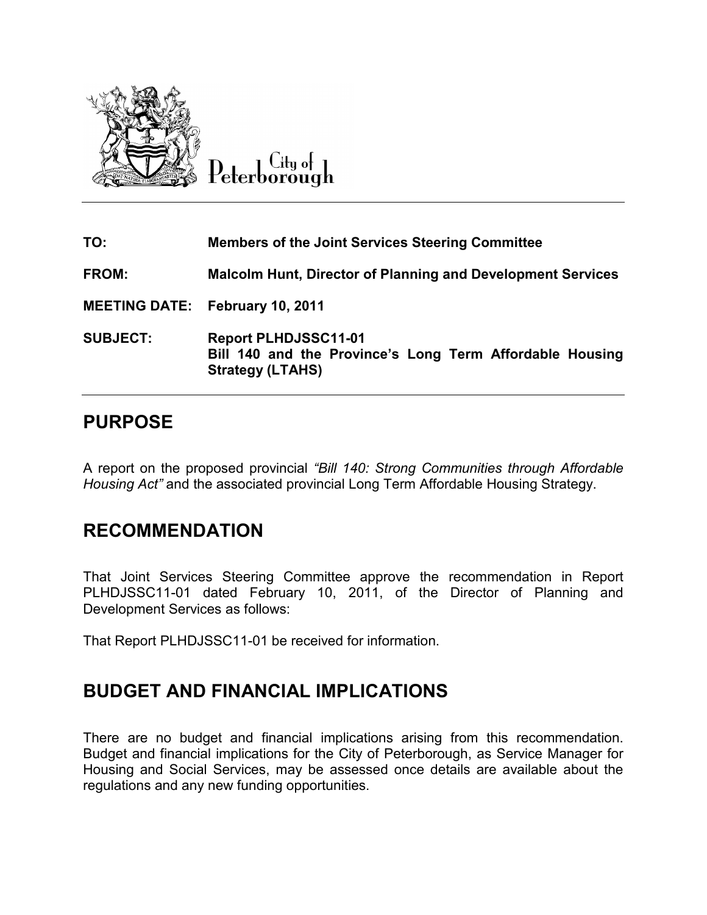City of Peterborough

| | |
|---|---|
| **TO:** | **Members of the Joint Services Steering Committee** |
| **FROM:** | **Malcolm Hunt, Director of Planning and Development Services** |
| **MEETING DATE:** | **February 10, 2011** |
| **SUBJECT:** | **Report PLHDJSSC11-01**<br>**Bill 140 and the Province's Long Term Affordable Housing Strategy (LTAHS)** |

# PURPOSE

A report on the proposed provincial *"Bill 140: Strong Communities through Affordable Housing Act"* and the associated provincial Long Term Affordable Housing Strategy.

# RECOMMENDATION

That Joint Services Steering Committee approve the recommendation in Report PLHDJSSC11-01 dated February 10, 2011, of the Director of Planning and Development Services as follows:

That Report PLHDJSSC11-01 be received for information.

# BUDGET AND FINANCIAL IMPLICATIONS

There are no budget and financial implications arising from this recommendation. Budget and financial implications for the City of Peterborough, as Service Manager for Housing and Social Services, may be assessed once details are available about the regulations and any new funding opportunities.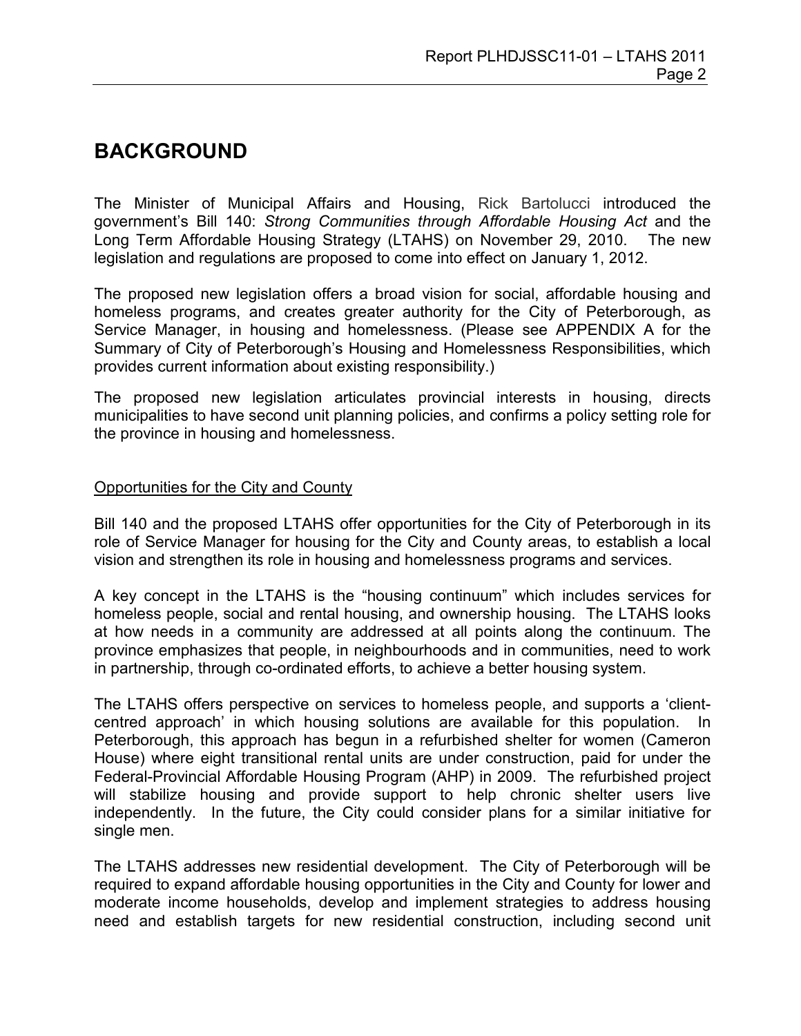# BACKGROUND

The Minister of Municipal Affairs and Housing, Rick Bartolucci introduced the government's Bill 140: *Strong Communities through Affordable Housing Act* and the Long Term Affordable Housing Strategy (LTAHS) on November 29, 2010. The new legislation and regulations are proposed to come into effect on January 1, 2012.

The proposed new legislation offers a broad vision for social, affordable housing and homeless programs, and creates greater authority for the City of Peterborough, as Service Manager, in housing and homelessness. (Please see APPENDIX A for the Summary of City of Peterborough's Housing and Homelessness Responsibilities, which provides current information about existing responsibility.)

The proposed new legislation articulates provincial interests in housing, directs municipalities to have second unit planning policies, and confirms a policy setting role for the province in housing and homelessness.

<u>Opportunities for the City and County</u>

Bill 140 and the proposed LTAHS offer opportunities for the City of Peterborough in its role of Service Manager for housing for the City and County areas, to establish a local vision and strengthen its role in housing and homelessness programs and services.

A key concept in the LTAHS is the "housing continuum" which includes services for homeless people, social and rental housing, and ownership housing. The LTAHS looks at how needs in a community are addressed at all points along the continuum. The province emphasizes that people, in neighbourhoods and in communities, need to work in partnership, through co-ordinated efforts, to achieve a better housing system.

The LTAHS offers perspective on services to homeless people, and supports a 'client-centred approach' in which housing solutions are available for this population. In Peterborough, this approach has begun in a refurbished shelter for women (Cameron House) where eight transitional rental units are under construction, paid for under the Federal-Provincial Affordable Housing Program (AHP) in 2009. The refurbished project will stabilize housing and provide support to help chronic shelter users live independently. In the future, the City could consider plans for a similar initiative for single men.

The LTAHS addresses new residential development. The City of Peterborough will be required to expand affordable housing opportunities in the City and County for lower and moderate income households, develop and implement strategies to address housing need and establish targets for new residential construction, including second unit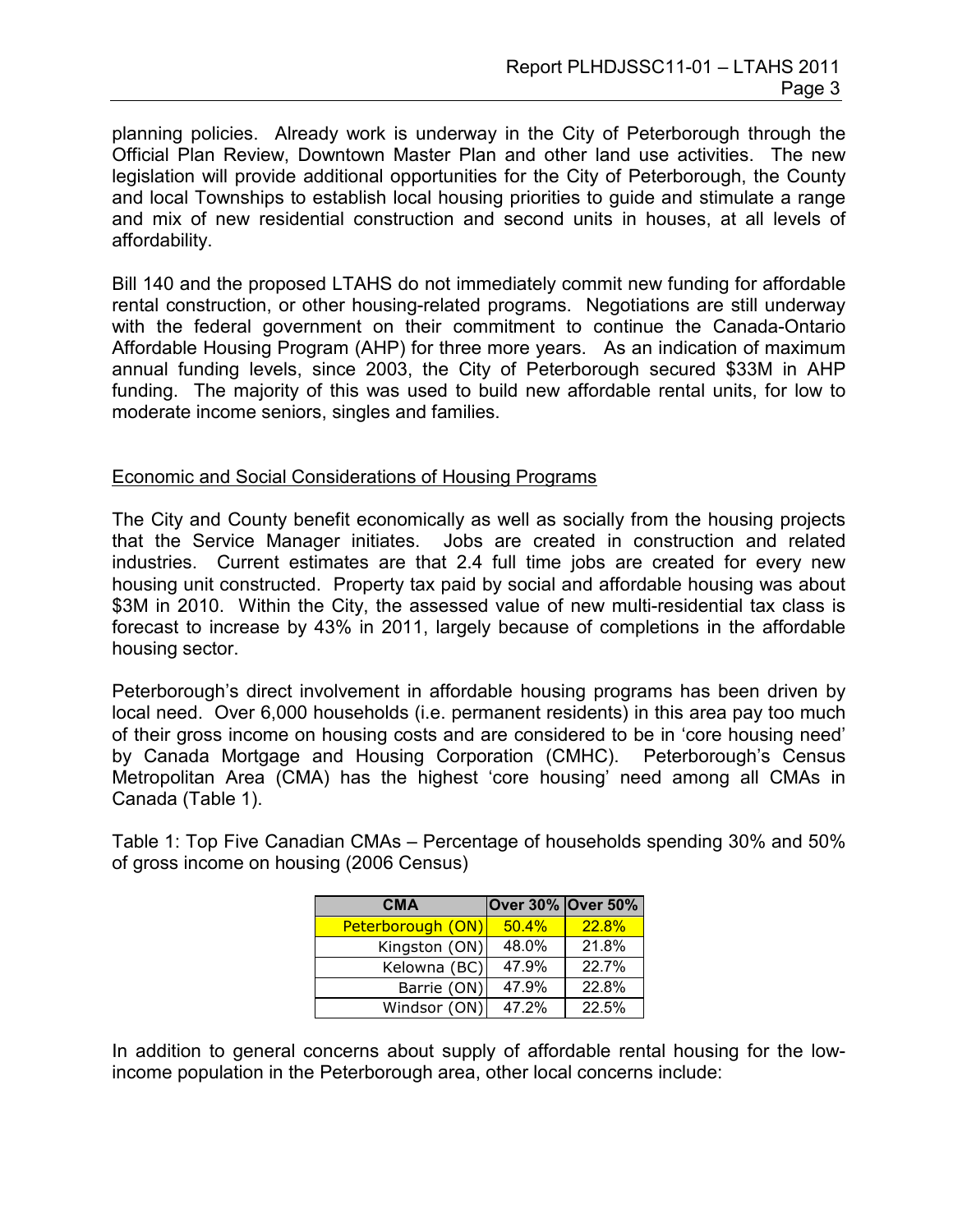planning policies. Already work is underway in the City of Peterborough through the Official Plan Review, Downtown Master Plan and other land use activities. The new legislation will provide additional opportunities for the City of Peterborough, the County and local Townships to establish local housing priorities to guide and stimulate a range and mix of new residential construction and second units in houses, at all levels of affordability.

Bill 140 and the proposed LTAHS do not immediately commit new funding for affordable rental construction, or other housing-related programs. Negotiations are still underway with the federal government on their commitment to continue the Canada-Ontario Affordable Housing Program (AHP) for three more years. As an indication of maximum annual funding levels, since 2003, the City of Peterborough secured $33M in AHP funding. The majority of this was used to build new affordable rental units, for low to moderate income seniors, singles and families.

## Economic and Social Considerations of Housing Programs

The City and County benefit economically as well as socially from the housing projects that the Service Manager initiates. Jobs are created in construction and related industries. Current estimates are that 2.4 full time jobs are created for every new housing unit constructed. Property tax paid by social and affordable housing was about $3M in 2010. Within the City, the assessed value of new multi-residential tax class is forecast to increase by 43% in 2011, largely because of completions in the affordable housing sector.

Peterborough's direct involvement in affordable housing programs has been driven by local need. Over 6,000 households (i.e. permanent residents) in this area pay too much of their gross income on housing costs and are considered to be in 'core housing need' by Canada Mortgage and Housing Corporation (CMHC). Peterborough's Census Metropolitan Area (CMA) has the highest 'core housing' need among all CMAs in Canada (Table 1).

Table 1: Top Five Canadian CMAs – Percentage of households spending 30% and 50% of gross income on housing (2006 Census)

| CMA | Over 30% | Over 50% |
|---|---|---|
| Peterborough (ON) | 50.4% | 22.8% |
| Kingston (ON) | 48.0% | 21.8% |
| Kelowna (BC) | 47.9% | 22.7% |
| Barrie (ON) | 47.9% | 22.8% |
| Windsor (ON) | 47.2% | 22.5% |

In addition to general concerns about supply of affordable rental housing for the low-income population in the Peterborough area, other local concerns include: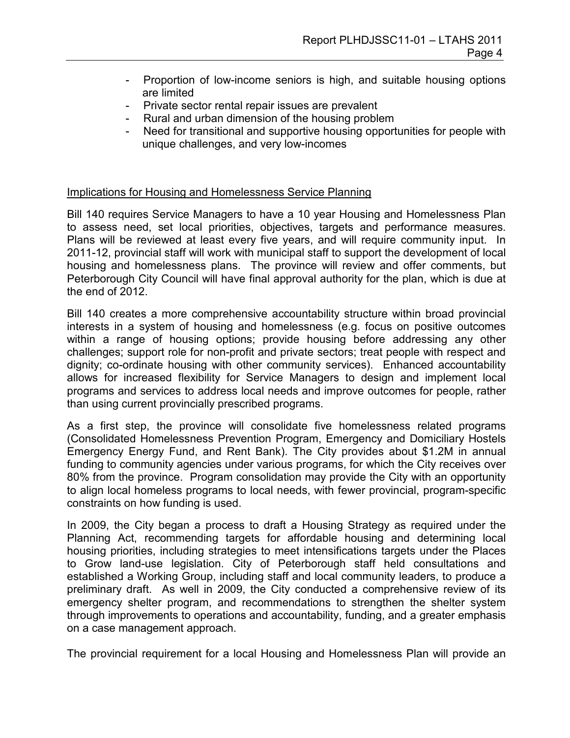- Proportion of low-income seniors is high, and suitable housing options are limited
- Private sector rental repair issues are prevalent
- Rural and urban dimension of the housing problem
- Need for transitional and supportive housing opportunities for people with unique challenges, and very low-incomes

Implications for Housing and Homelessness Service Planning

Bill 140 requires Service Managers to have a 10 year Housing and Homelessness Plan to assess need, set local priorities, objectives, targets and performance measures. Plans will be reviewed at least every five years, and will require community input. In 2011-12, provincial staff will work with municipal staff to support the development of local housing and homelessness plans. The province will review and offer comments, but Peterborough City Council will have final approval authority for the plan, which is due at the end of 2012.

Bill 140 creates a more comprehensive accountability structure within broad provincial interests in a system of housing and homelessness (e.g. focus on positive outcomes within a range of housing options; provide housing before addressing any other challenges; support role for non-profit and private sectors; treat people with respect and dignity; co-ordinate housing with other community services). Enhanced accountability allows for increased flexibility for Service Managers to design and implement local programs and services to address local needs and improve outcomes for people, rather than using current provincially prescribed programs.

As a first step, the province will consolidate five homelessness related programs (Consolidated Homelessness Prevention Program, Emergency and Domiciliary Hostels Emergency Energy Fund, and Rent Bank). The City provides about $1.2M in annual funding to community agencies under various programs, for which the City receives over 80% from the province. Program consolidation may provide the City with an opportunity to align local homeless programs to local needs, with fewer provincial, program-specific constraints on how funding is used.

In 2009, the City began a process to draft a Housing Strategy as required under the Planning Act, recommending targets for affordable housing and determining local housing priorities, including strategies to meet intensifications targets under the Places to Grow land-use legislation. City of Peterborough staff held consultations and established a Working Group, including staff and local community leaders, to produce a preliminary draft. As well in 2009, the City conducted a comprehensive review of its emergency shelter program, and recommendations to strengthen the shelter system through improvements to operations and accountability, funding, and a greater emphasis on a case management approach.

The provincial requirement for a local Housing and Homelessness Plan will provide an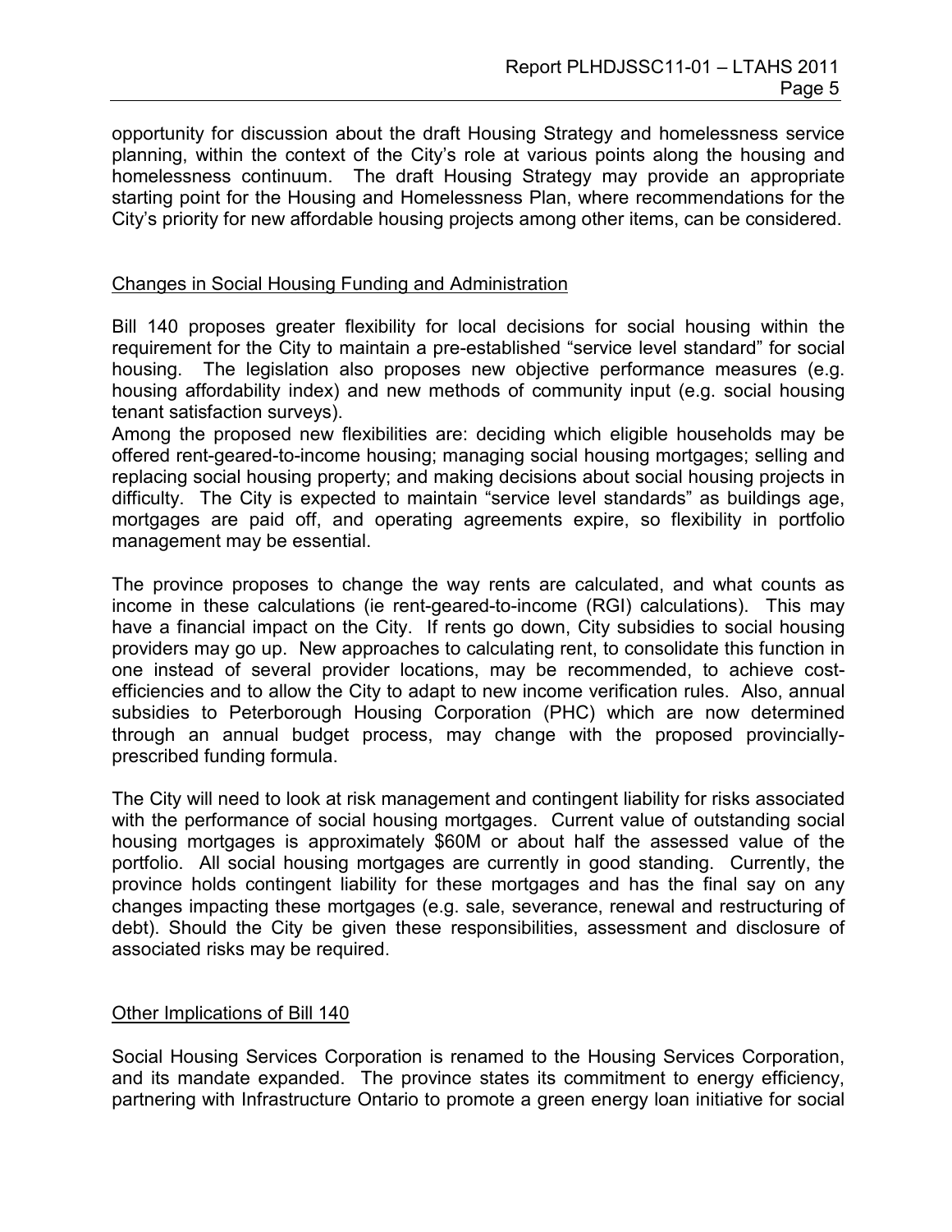opportunity for discussion about the draft Housing Strategy and homelessness service planning, within the context of the City's role at various points along the housing and homelessness continuum. The draft Housing Strategy may provide an appropriate starting point for the Housing and Homelessness Plan, where recommendations for the City's priority for new affordable housing projects among other items, can be considered.

## Changes in Social Housing Funding and Administration

Bill 140 proposes greater flexibility for local decisions for social housing within the requirement for the City to maintain a pre-established "service level standard" for social housing. The legislation also proposes new objective performance measures (e.g. housing affordability index) and new methods of community input (e.g. social housing tenant satisfaction surveys).

Among the proposed new flexibilities are: deciding which eligible households may be offered rent-geared-to-income housing; managing social housing mortgages; selling and replacing social housing property; and making decisions about social housing projects in difficulty. The City is expected to maintain "service level standards" as buildings age, mortgages are paid off, and operating agreements expire, so flexibility in portfolio management may be essential.

The province proposes to change the way rents are calculated, and what counts as income in these calculations (ie rent-geared-to-income (RGI) calculations). This may have a financial impact on the City. If rents go down, City subsidies to social housing providers may go up. New approaches to calculating rent, to consolidate this function in one instead of several provider locations, may be recommended, to achieve cost-efficiencies and to allow the City to adapt to new income verification rules. Also, annual subsidies to Peterborough Housing Corporation (PHC) which are now determined through an annual budget process, may change with the proposed provincially-prescribed funding formula.

The City will need to look at risk management and contingent liability for risks associated with the performance of social housing mortgages. Current value of outstanding social housing mortgages is approximately $60M or about half the assessed value of the portfolio. All social housing mortgages are currently in good standing. Currently, the province holds contingent liability for these mortgages and has the final say on any changes impacting these mortgages (e.g. sale, severance, renewal and restructuring of debt). Should the City be given these responsibilities, assessment and disclosure of associated risks may be required.

## Other Implications of Bill 140

Social Housing Services Corporation is renamed to the Housing Services Corporation, and its mandate expanded. The province states its commitment to energy efficiency, partnering with Infrastructure Ontario to promote a green energy loan initiative for social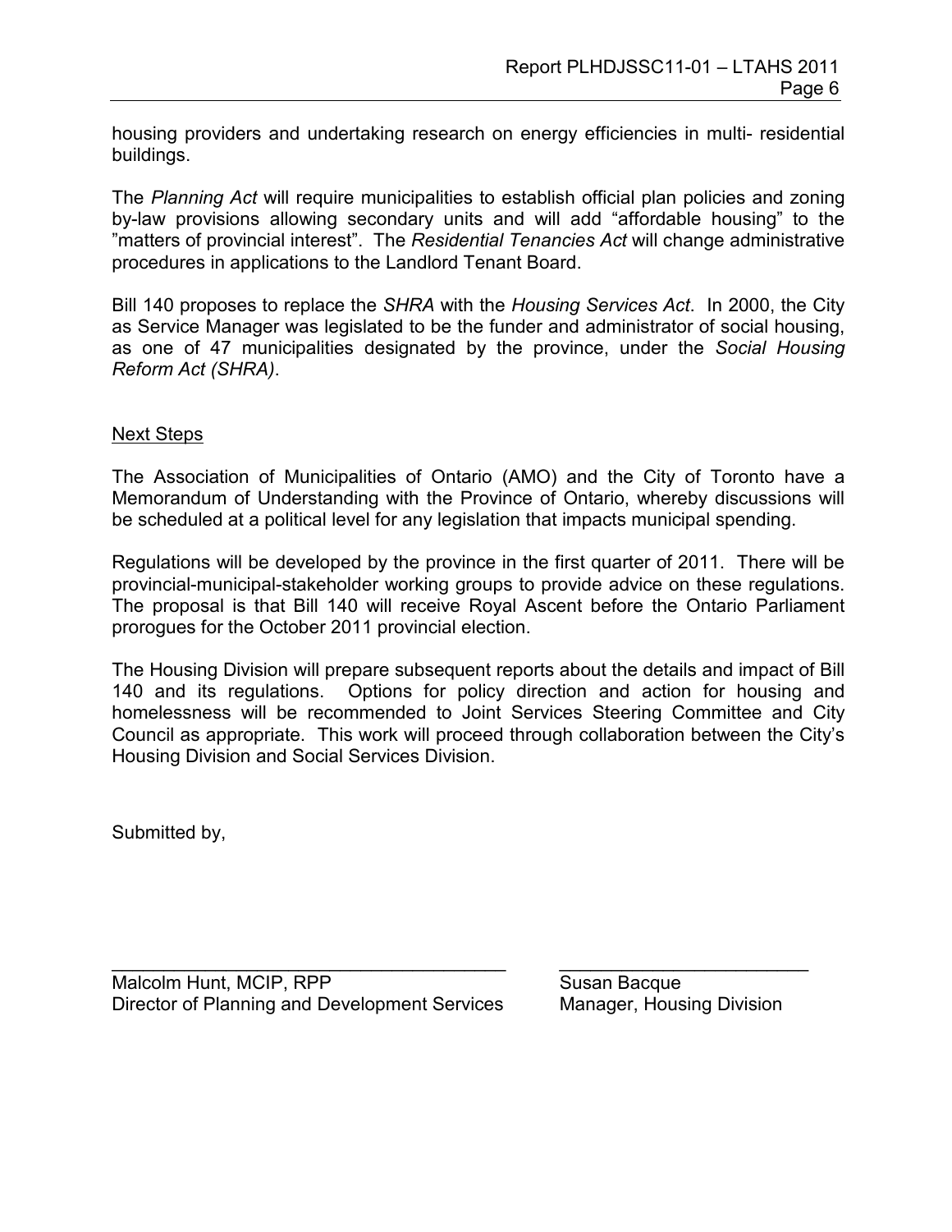housing providers and undertaking research on energy efficiencies in multi- residential buildings.

The *Planning Act* will require municipalities to establish official plan policies and zoning by-law provisions allowing secondary units and will add "affordable housing" to the "matters of provincial interest". The *Residential Tenancies Act* will change administrative procedures in applications to the Landlord Tenant Board.

Bill 140 proposes to replace the *SHRA* with the *Housing Services Act*. In 2000, the City as Service Manager was legislated to be the funder and administrator of social housing, as one of 47 municipalities designated by the province, under the *Social Housing Reform Act (SHRA)*.

## Next Steps

The Association of Municipalities of Ontario (AMO) and the City of Toronto have a Memorandum of Understanding with the Province of Ontario, whereby discussions will be scheduled at a political level for any legislation that impacts municipal spending.

Regulations will be developed by the province in the first quarter of 2011. There will be provincial-municipal-stakeholder working groups to provide advice on these regulations. The proposal is that Bill 140 will receive Royal Ascent before the Ontario Parliament prorogues for the October 2011 provincial election.

The Housing Division will prepare subsequent reports about the details and impact of Bill 140 and its regulations. Options for policy direction and action for housing and homelessness will be recommended to Joint Services Steering Committee and City Council as appropriate. This work will proceed through collaboration between the City's Housing Division and Social Services Division.

Submitted by,

| ______________________________ | ______________________________ |
|---|---|
| Malcolm Hunt, MCIP, RPP | Susan Bacque |
| Director of Planning and Development Services | Manager, Housing Division |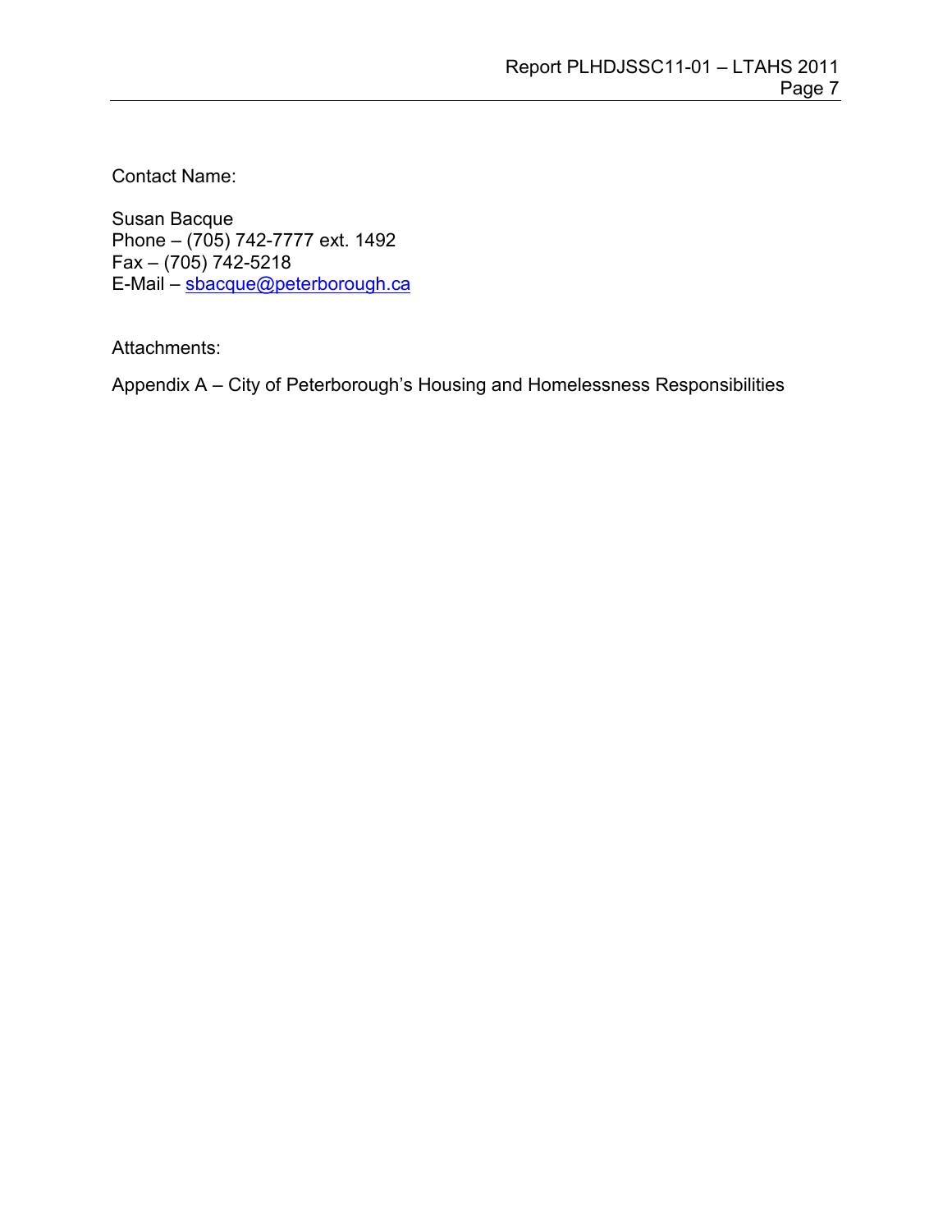Contact Name:

Susan Bacque
Phone – (705) 742-7777 ext. 1492
Fax – (705) 742-5218
E-Mail – sbacque@peterborough.ca

Attachments:

Appendix A – City of Peterborough's Housing and Homelessness Responsibilities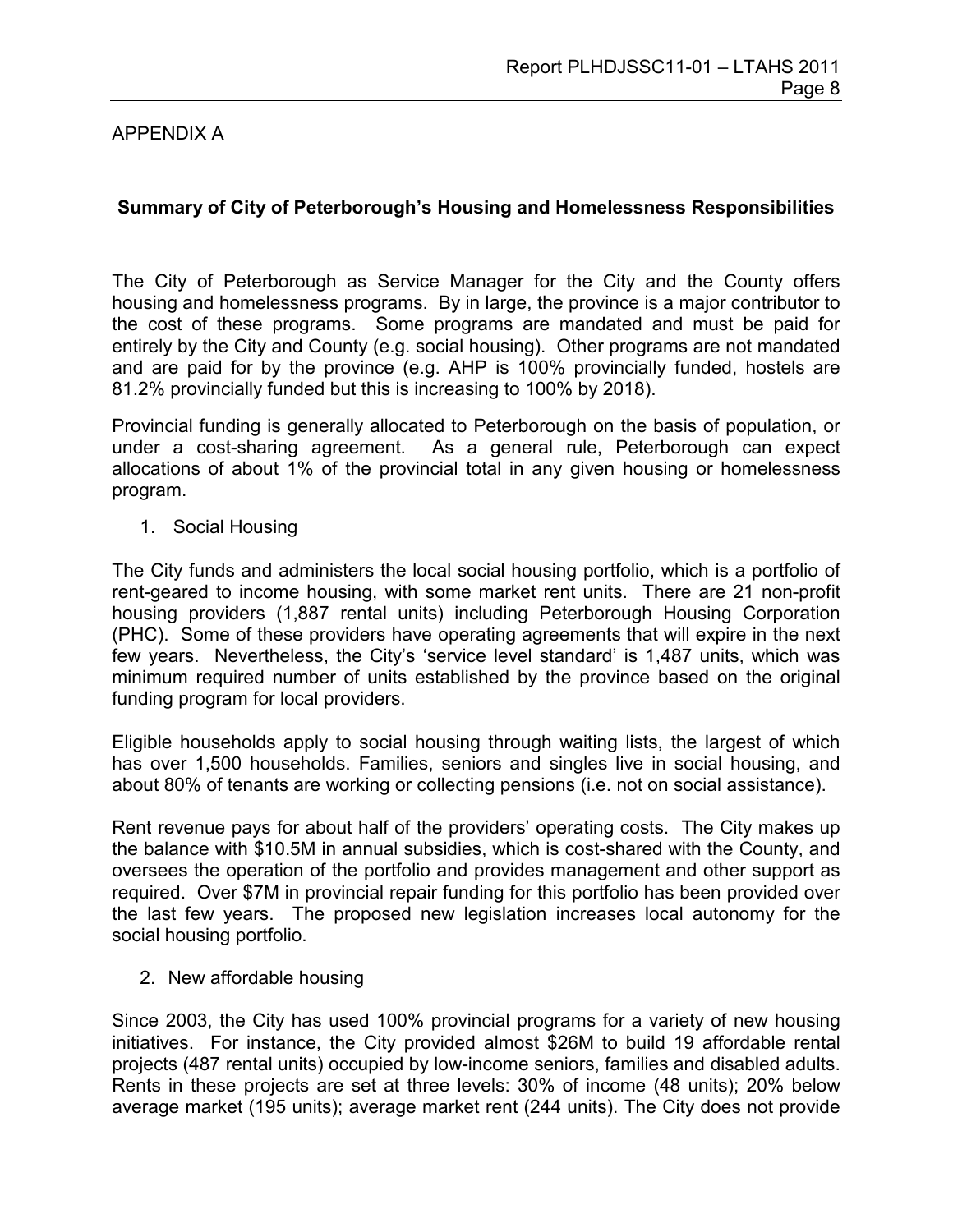APPENDIX A

## Summary of City of Peterborough's Housing and Homelessness Responsibilities

The City of Peterborough as Service Manager for the City and the County offers housing and homelessness programs. By in large, the province is a major contributor to the cost of these programs. Some programs are mandated and must be paid for entirely by the City and County (e.g. social housing). Other programs are not mandated and are paid for by the province (e.g. AHP is 100% provincially funded, hostels are 81.2% provincially funded but this is increasing to 100% by 2018).

Provincial funding is generally allocated to Peterborough on the basis of population, or under a cost-sharing agreement. As a general rule, Peterborough can expect allocations of about 1% of the provincial total in any given housing or homelessness program.

1. Social Housing

The City funds and administers the local social housing portfolio, which is a portfolio of rent-geared to income housing, with some market rent units. There are 21 non-profit housing providers (1,887 rental units) including Peterborough Housing Corporation (PHC). Some of these providers have operating agreements that will expire in the next few years. Nevertheless, the City's 'service level standard' is 1,487 units, which was minimum required number of units established by the province based on the original funding program for local providers.

Eligible households apply to social housing through waiting lists, the largest of which has over 1,500 households. Families, seniors and singles live in social housing, and about 80% of tenants are working or collecting pensions (i.e. not on social assistance).

Rent revenue pays for about half of the providers' operating costs. The City makes up the balance with $10.5M in annual subsidies, which is cost-shared with the County, and oversees the operation of the portfolio and provides management and other support as required. Over $7M in provincial repair funding for this portfolio has been provided over the last few years. The proposed new legislation increases local autonomy for the social housing portfolio.

2. New affordable housing

Since 2003, the City has used 100% provincial programs for a variety of new housing initiatives. For instance, the City provided almost $26M to build 19 affordable rental projects (487 rental units) occupied by low-income seniors, families and disabled adults. Rents in these projects are set at three levels: 30% of income (48 units); 20% below average market (195 units); average market rent (244 units). The City does not provide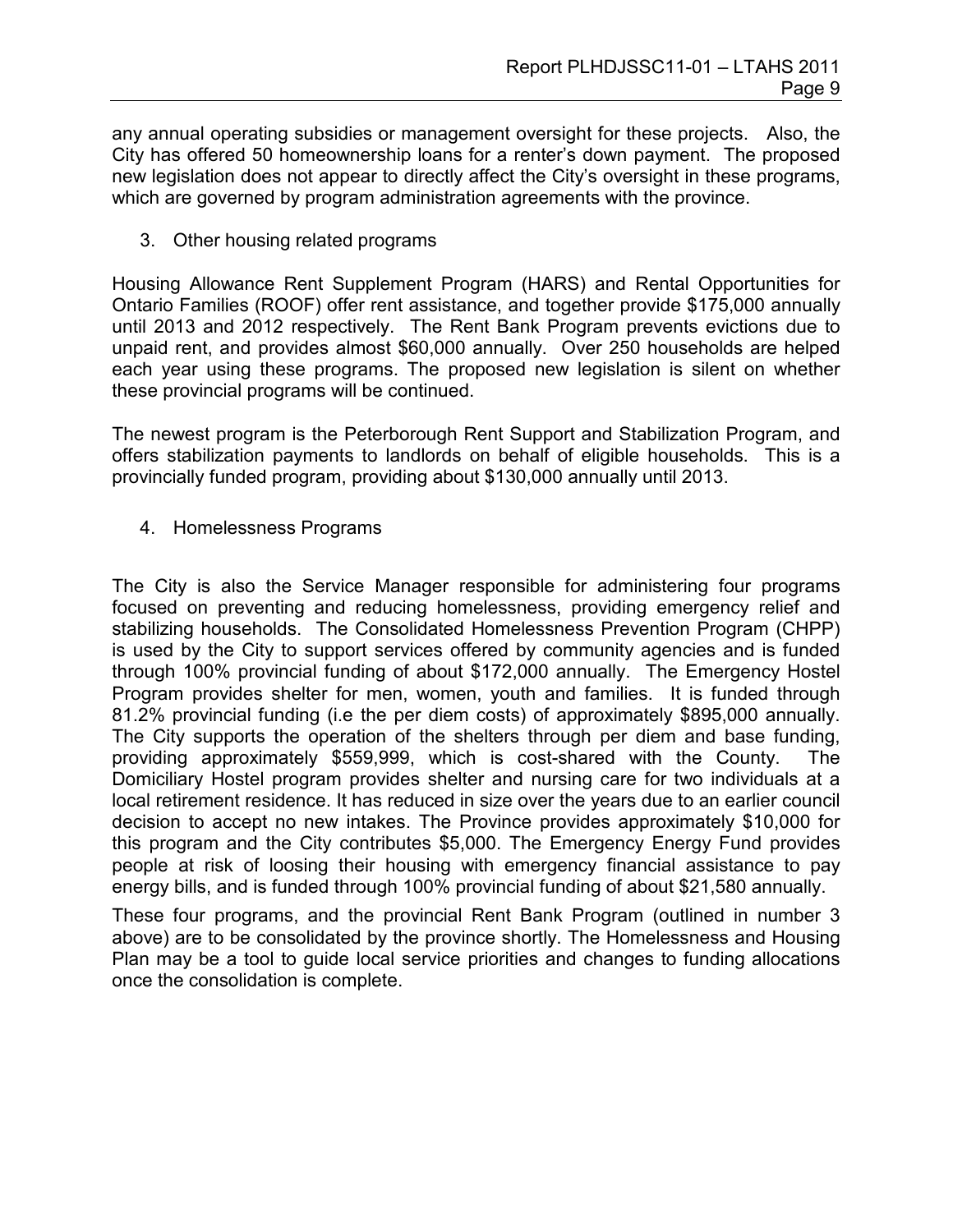any annual operating subsidies or management oversight for these projects. Also, the City has offered 50 homeownership loans for a renter's down payment. The proposed new legislation does not appear to directly affect the City's oversight in these programs, which are governed by program administration agreements with the province.

3. Other housing related programs

Housing Allowance Rent Supplement Program (HARS) and Rental Opportunities for Ontario Families (ROOF) offer rent assistance, and together provide $175,000 annually until 2013 and 2012 respectively. The Rent Bank Program prevents evictions due to unpaid rent, and provides almost $60,000 annually. Over 250 households are helped each year using these programs. The proposed new legislation is silent on whether these provincial programs will be continued.

The newest program is the Peterborough Rent Support and Stabilization Program, and offers stabilization payments to landlords on behalf of eligible households. This is a provincially funded program, providing about $130,000 annually until 2013.

4. Homelessness Programs

The City is also the Service Manager responsible for administering four programs focused on preventing and reducing homelessness, providing emergency relief and stabilizing households. The Consolidated Homelessness Prevention Program (CHPP) is used by the City to support services offered by community agencies and is funded through 100% provincial funding of about $172,000 annually. The Emergency Hostel Program provides shelter for men, women, youth and families. It is funded through 81.2% provincial funding (i.e the per diem costs) of approximately $895,000 annually. The City supports the operation of the shelters through per diem and base funding, providing approximately $559,999, which is cost-shared with the County. The Domiciliary Hostel program provides shelter and nursing care for two individuals at a local retirement residence. It has reduced in size over the years due to an earlier council decision to accept no new intakes. The Province provides approximately $10,000 for this program and the City contributes $5,000. The Emergency Energy Fund provides people at risk of loosing their housing with emergency financial assistance to pay energy bills, and is funded through 100% provincial funding of about $21,580 annually.

These four programs, and the provincial Rent Bank Program (outlined in number 3 above) are to be consolidated by the province shortly. The Homelessness and Housing Plan may be a tool to guide local service priorities and changes to funding allocations once the consolidation is complete.